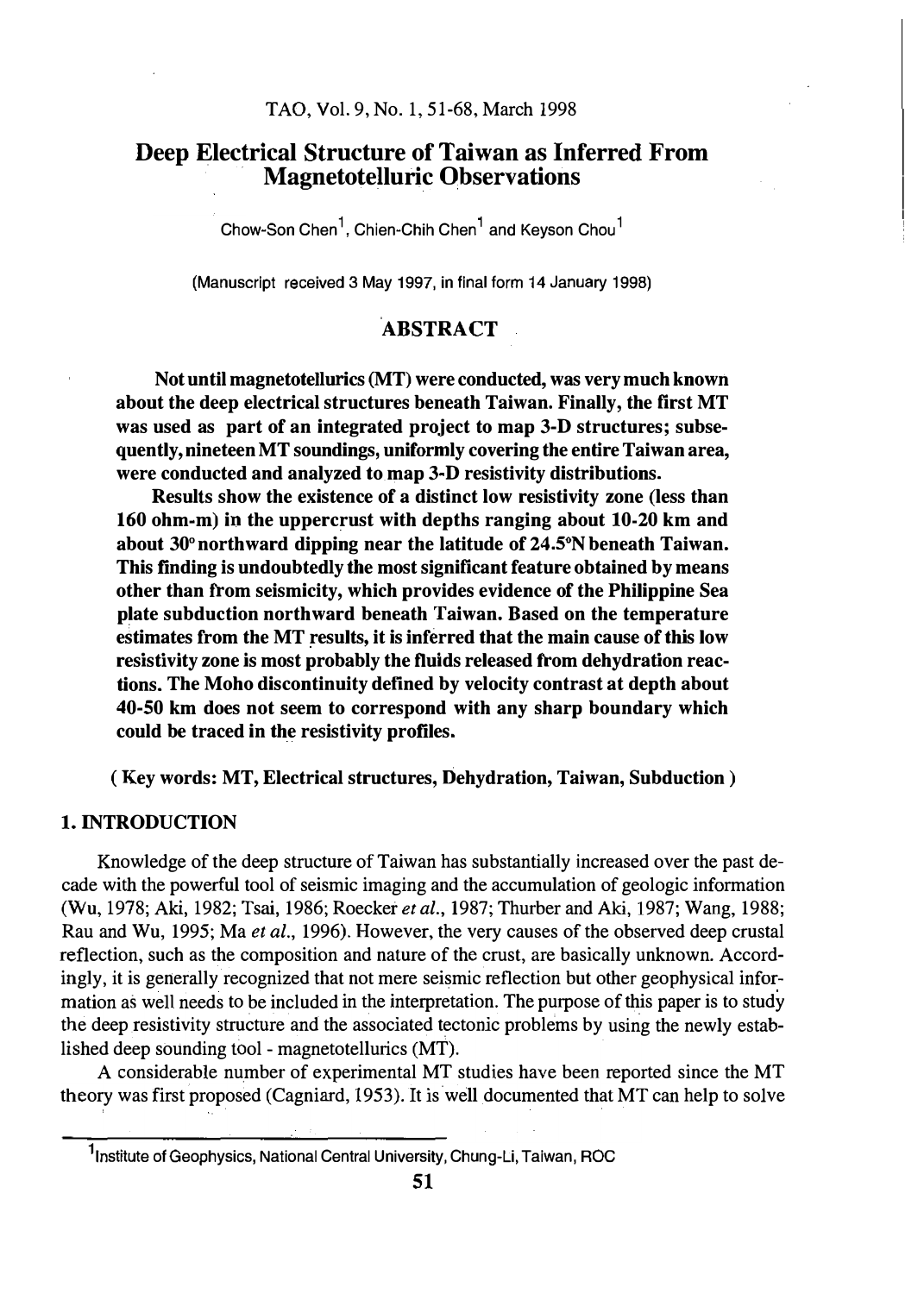# Deep Electrical Structure of Taiwan as Inferred From Magnetotelluric Observations

Chow-Son Chen[1], Chien-Chih Chen[1] and Keyson Chou[1]

(Manuscript received 3 May 1997, in final form 14 January 1998)

## ABSTRACT

**Not until magnetotellurics (MT) were conducted, was very much known about the deep electrical structures beneath Taiwan. Finally, the first MT was used as part of an integrated project to map 3-D structures; subsequently, nineteen MT soundings, uniformly covering the entire Taiwan area, were conducted and analyzed to map 3-D resistivity distributions.**

**Results show the existence of a distinct low resistivity zone (less than 160 ohm-m) in the uppercrust with depths ranging about 10-20 km and about 30° northward dipping near the latitude of 24.5°N beneath Taiwan. This finding is undoubtedly the most significant feature obtained by means other than from seismicity, which provides evidence of the Philippine Sea plate subduction northward beneath Taiwan. Based on the temperature estimates from the MT results, it is inferred that the main cause of this low resistivity zone is most probably the fluids released from dehydration reactions. The Moho discontinuity defined by velocity contrast at depth about 40-50 km does not seem to correspond with any sharp boundary which could be traced in the resistivity profiles.**

**( Key words: MT, Electrical structures, Dehydration, Taiwan, Subduction )**

## 1. INTRODUCTION

Knowledge of the deep structure of Taiwan has substantially increased over the past decade with the powerful tool of seismic imaging and the accumulation of geologic information (Wu, 1978; Aki, 1982; Tsai, 1986; Roecker *et al.*, 1987; Thurber and Aki, 1987; Wang, 1988; Rau and Wu, 1995; Ma *et al.*, 1996). However, the very causes of the observed deep crustal reflection, such as the composition and nature of the crust, are basically unknown. Accordingly, it is generally recognized that not mere seismic reflection but other geophysical information as well needs to be included in the interpretation. The purpose of this paper is to study the deep resistivity structure and the associated tectonic problems by using the newly established deep sounding tool - magnetotellurics (MT).

A considerable number of experimental MT studies have been reported since the MT theory was first proposed (Cagniard, 1953). It is well documented that MT can help to solve

[1] Institute of Geophysics, National Central University, Chung-Li, Taiwan, ROC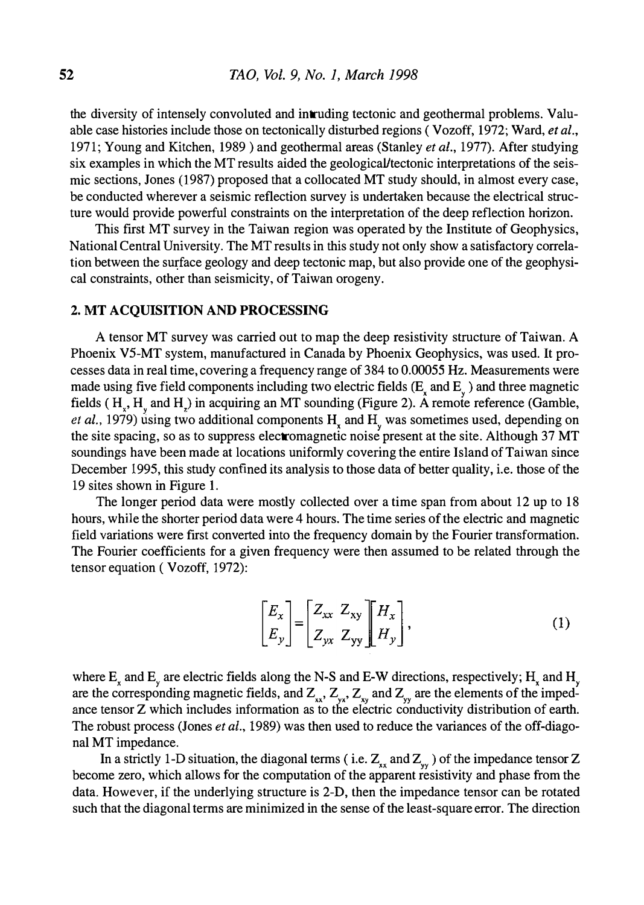the diversity of intensely convoluted and intruding tectonic and geothermal problems. Valuable case histories include those on tectonically disturbed regions ( Vozoff, 1972; Ward, *et al.*, 1971; Young and Kitchen, 1989 ) and geothermal areas (Stanley *et al.*, 1977). After studying six examples in which the MT results aided the geological/tectonic interpretations of the seismic sections, Jones (1987) proposed that a collocated MT study should, in almost every case, be conducted wherever a seismic reflection survey is undertaken because the electrical structure would provide powerful constraints on the interpretation of the deep reflection horizon.

This first MT survey in the Taiwan region was operated by the Institute of Geophysics, National Central University. The MT results in this study not only show a satisfactory correlation between the surface geology and deep tectonic map, but also provide one of the geophysical constraints, other than seismicity, of Taiwan orogeny.

## 2. MT ACQUISITION AND PROCESSING

A tensor MT survey was carried out to map the deep resistivity structure of Taiwan. A Phoenix V5-MT system, manufactured in Canada by Phoenix Geophysics, was used. It processes data in real time, covering a frequency range of 384 to 0.00055 Hz. Measurements were made using five field components including two electric fields ($E_x$ and $E_y$ ) and three magnetic fields ( $H_x$, $H_y$ and $H_z$) in acquiring an MT sounding (Figure 2). A remote reference (Gamble, *et al.*, 1979) using two additional components $H_x$ and $H_y$ was sometimes used, depending on the site spacing, so as to suppress electromagnetic noise present at the site. Although 37 MT soundings have been made at locations uniformly covering the entire Island of Taiwan since December 1995, this study confined its analysis to those data of better quality, i.e. those of the 19 sites shown in Figure 1.

The longer period data were mostly collected over a time span from about 12 up to 18 hours, while the shorter period data were 4 hours. The time series of the electric and magnetic field variations were first converted into the frequency domain by the Fourier transformation. The Fourier coefficients for a given frequency were then assumed to be related through the tensor equation ( Vozoff, 1972):

$$\begin{bmatrix} E_x \\ E_y \end{bmatrix} = \begin{bmatrix} Z_{xx} & Z_{xy} \\ Z_{yx} & Z_{yy} \end{bmatrix} \begin{bmatrix} H_x \\ H_y \end{bmatrix}, \tag{1}$$

where $E_x$ and $E_y$ are electric fields along the N-S and E-W directions, respectively; $H_x$ and $H_y$ are the corresponding magnetic fields, and $Z_{xx}$, $Z_{yx}$, $Z_{xy}$ and $Z_{yy}$ are the elements of the impedance tensor Z which includes information as to the electric conductivity distribution of earth. The robust process (Jones *et al.*, 1989) was then used to reduce the variances of the off-diagonal MT impedance.

In a strictly 1-D situation, the diagonal terms ( i.e. $Z_{xx}$ and $Z_{yy}$ ) of the impedance tensor Z become zero, which allows for the computation of the apparent resistivity and phase from the data. However, if the underlying structure is 2-D, then the impedance tensor can be rotated such that the diagonal terms are minimized in the sense of the least-square error. The direction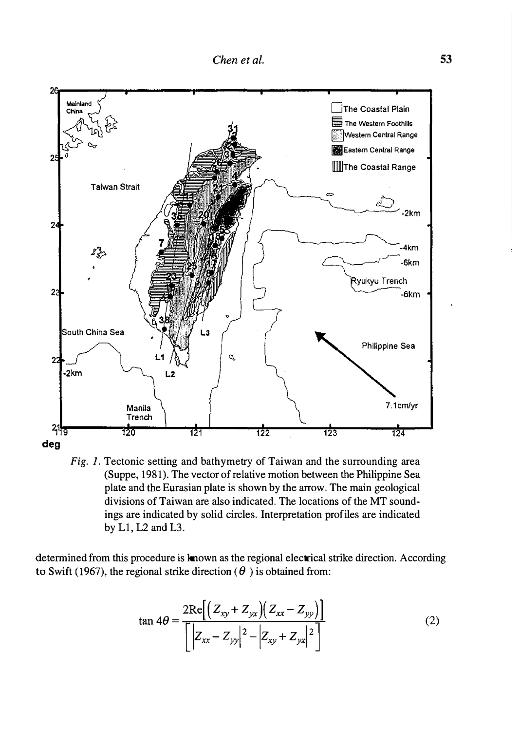*Fig. 1.* Tectonic setting and bathymetry of Taiwan and the surrounding area (Suppe, 1981). The vector of relative motion between the Philippine Sea plate and the Eurasian plate is shown by the arrow. The main geological divisions of Taiwan are also indicated. The locations of the MT soundings are indicated by solid circles. Interpretation profiles are indicated by L1, L2 and L3.

determined from this procedure is known as the regional electrical strike direction. According to Swift (1967), the regional strike direction ($\theta$) is obtained from:

$$\tan 4\theta = \frac{2\mathrm{Re}\left[\left(Z_{xy} + Z_{yx}\right)\left(Z_{xx} - Z_{yy}\right)\right]}{\left[\left|Z_{xx} - Z_{yy}\right|^{2} - \left|Z_{xy} + Z_{yx}\right|^{2}\right]} \tag{2}$$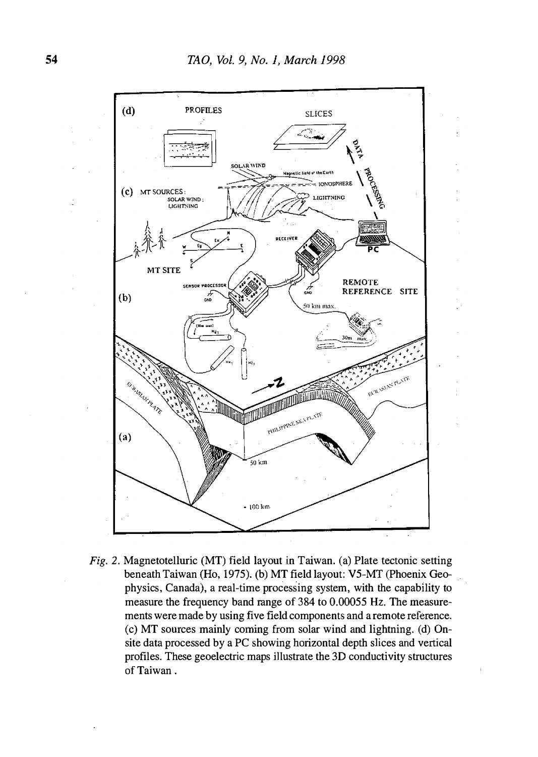*Fig. 2.* Magnetotelluric (MT) field layout in Taiwan. (a) Plate tectonic setting beneath Taiwan (Ho, 1975). (b) MT field layout: V5-MT (Phoenix Geophysics, Canada), a real-time processing system, with the capability to measure the frequency band range of 384 to 0.00055 Hz. The measurements were made by using five field components and a remote reference. (c) MT sources mainly coming from solar wind and lightning. (d) On-site data processed by a PC showing horizontal depth slices and vertical profiles. These geoelectric maps illustrate the 3D conductivity structures of Taiwan .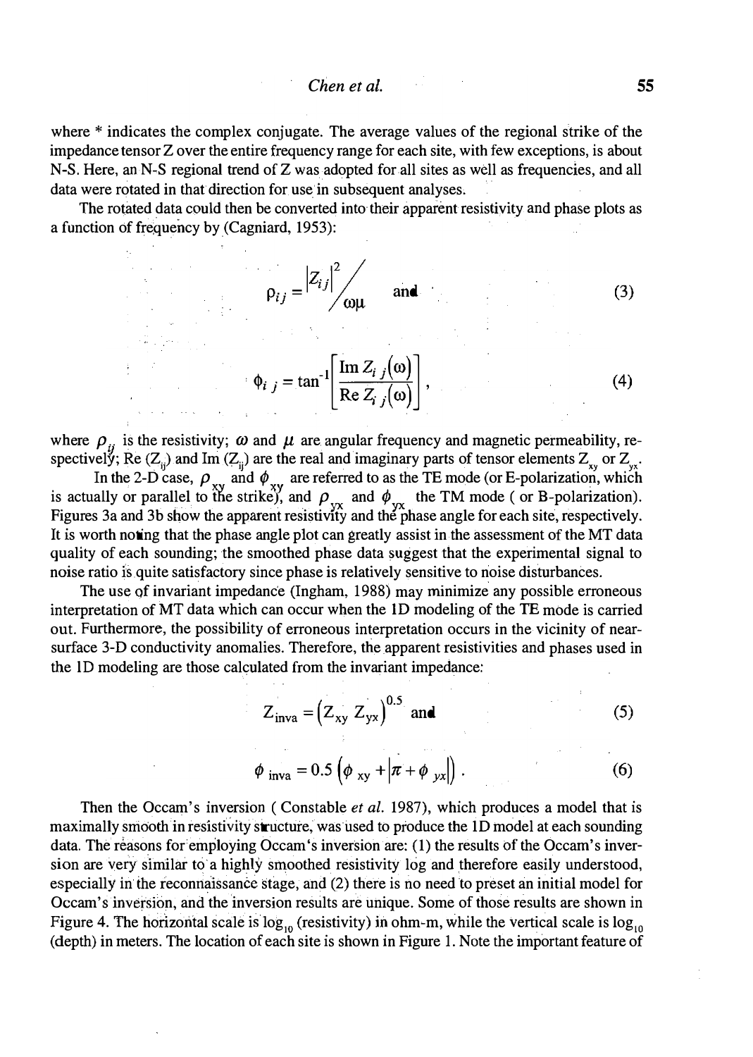where * indicates the complex conjugate. The average values of the regional strike of the impedance tensor Z over the entire frequency range for each site, with few exceptions, is about N-S. Here, an N-S regional trend of Z was adopted for all sites as well as frequencies, and all data were rotated in that direction for use in subsequent analyses.

The rotated data could then be converted into their apparent resistivity and phase plots as a function of frequency by (Cagniard, 1953):

$$\rho_{ij} = \frac{|Z_{ij}|^2}{\omega\mu} \quad \text{and} \tag{3}$$

$$\phi_{ij} = \tan^{-1}\left[\frac{\operatorname{Im} Z_{ij}(\omega)}{\operatorname{Re} Z_{ij}(\omega)}\right], \tag{4}$$

where $\rho_{ij}$ is the resistivity; $\omega$ and $\mu$ are angular frequency and magnetic permeability, respectively; Re $(Z_{ij})$ and Im $(Z_{ij})$ are the real and imaginary parts of tensor elements $Z_{xy}$ or $Z_{yx}$.

In the 2-D case, $\rho_{xy}$ and $\phi_{xy}$ are referred to as the TE mode (or E-polarization, which is actually or parallel to the strike), and $\rho_{yx}$ and $\phi_{yx}$ the TM mode ( or B-polarization). Figures 3a and 3b show the apparent resistivity and the phase angle for each site, respectively. It is worth noting that the phase angle plot can greatly assist in the assessment of the MT data quality of each sounding; the smoothed phase data suggest that the experimental signal to noise ratio is quite satisfactory since phase is relatively sensitive to noise disturbances.

The use of invariant impedance (Ingham, 1988) may minimize any possible erroneous interpretation of MT data which can occur when the 1D modeling of the TE mode is carried out. Furthermore, the possibility of erroneous interpretation occurs in the vicinity of near-surface 3-D conductivity anomalies. Therefore, the apparent resistivities and phases used in the 1D modeling are those calculated from the invariant impedance:

$$Z_{\text{inva}} = \left(Z_{xy}\, Z_{yx}\right)^{0.5} \quad \text{and} \tag{5}$$

$$\phi_{\text{inva}} = 0.5\left(\phi_{xy} + \left|\pi + \phi_{yx}\right|\right). \tag{6}$$

Then the Occam's inversion ( Constable *et al.* 1987), which produces a model that is maximally smooth in resistivity structure, was used to produce the 1D model at each sounding data. The reasons for employing Occam's inversion are: (1) the results of the Occam's inversion are very similar to a highly smoothed resistivity log and therefore easily understood, especially in the reconnaissance stage, and (2) there is no need to preset an initial model for Occam's inversion, and the inversion results are unique. Some of those results are shown in Figure 4. The horizontal scale is $\log_{10}$ (resistivity) in ohm-m, while the vertical scale is $\log_{10}$ (depth) in meters. The location of each site is shown in Figure 1. Note the important feature of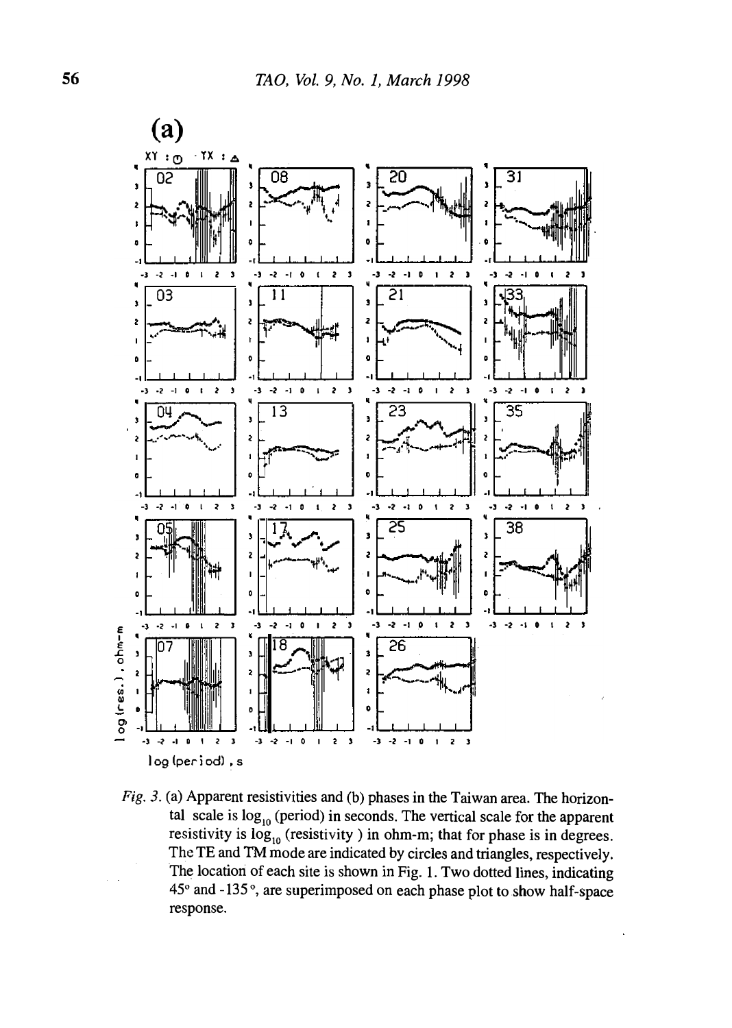*Fig. 3.* (a) Apparent resistivities and (b) phases in the Taiwan area. The horizontal scale is $\log_{10}$ (period) in seconds. The vertical scale for the apparent resistivity is $\log_{10}$ (resistivity ) in ohm-m; that for phase is in degrees. The TE and TM mode are indicated by circles and triangles, respectively. The location of each site is shown in Fig. 1. Two dotted lines, indicating 45° and -135°, are superimposed on each phase plot to show half-space response.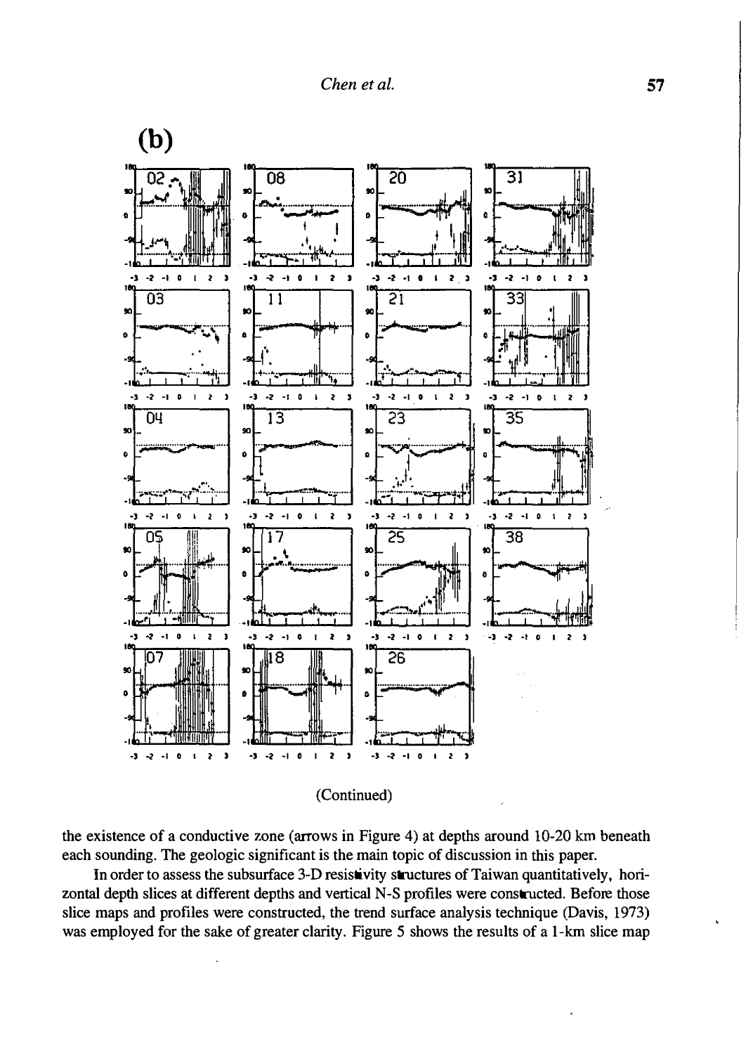(b)

(Continued)

the existence of a conductive zone (arrows in Figure 4) at depths around 10-20 km beneath each sounding. The geologic significant is the main topic of discussion in this paper.

In order to assess the subsurface 3-D resistivity structures of Taiwan quantitatively, horizontal depth slices at different depths and vertical N-S profiles were constructed. Before those slice maps and profiles were constructed, the trend surface analysis technique (Davis, 1973) was employed for the sake of greater clarity. Figure 5 shows the results of a 1-km slice map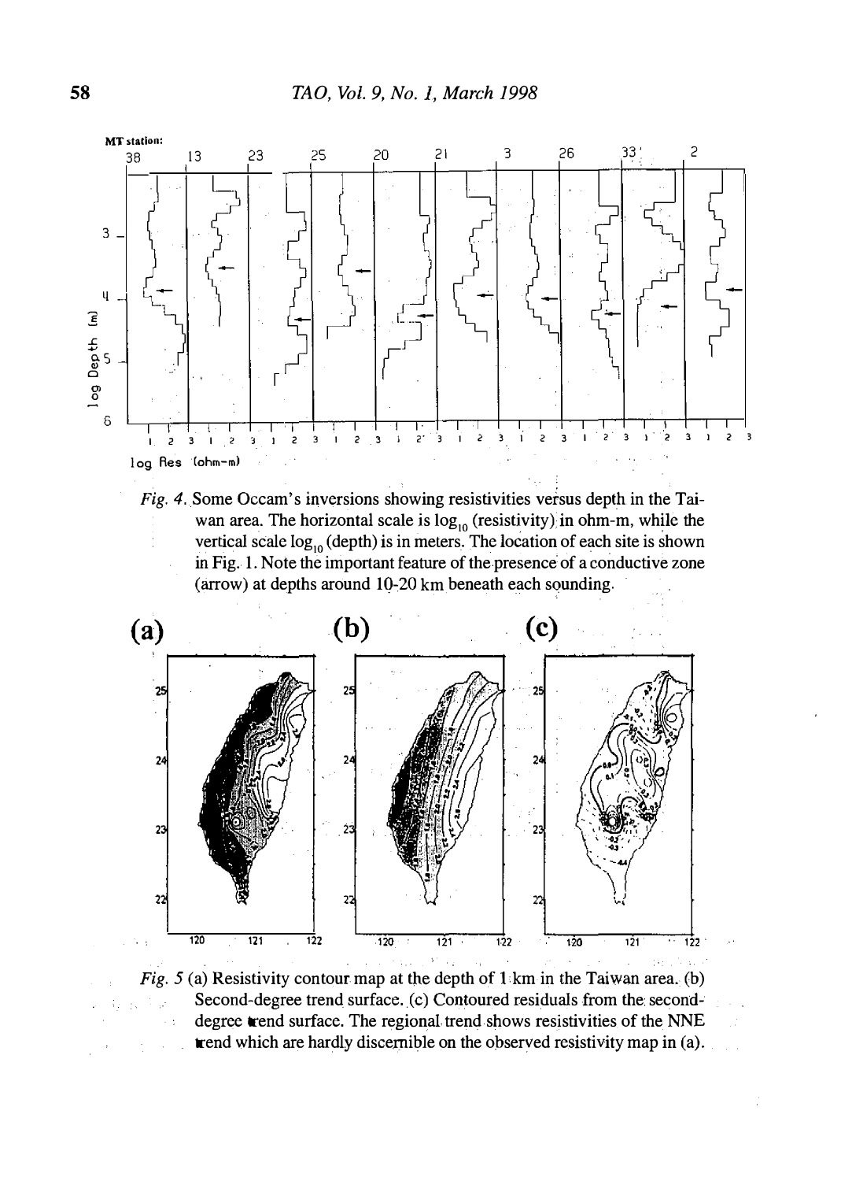*Fig. 4.* Some Occam's inversions showing resistivities versus depth in the Taiwan area. The horizontal scale is $\log_{10}$ (resistivity) in ohm-m, while the vertical scale $\log_{10}$ (depth) is in meters. The location of each site is shown in Fig. 1. Note the important feature of the presence of a conductive zone (arrow) at depths around 10-20 km beneath each sounding.

*Fig. 5* (a) Resistivity contour map at the depth of 1 km in the Taiwan area. (b) Second-degree trend surface. (c) Contoured residuals from the second-degree trend surface. The regional trend shows resistivities of the NNE trend which are hardly discernible on the observed resistivity map in (a).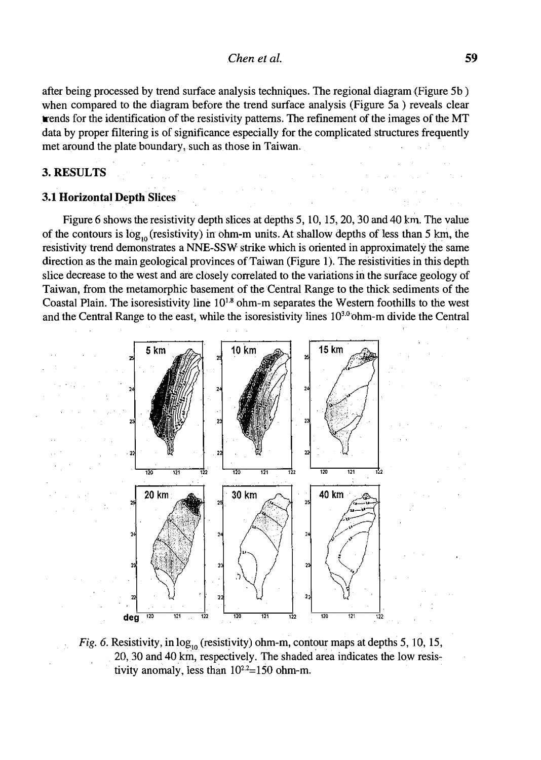after being processed by trend surface analysis techniques. The regional diagram (Figure 5b) when compared to the diagram before the trend surface analysis (Figure 5a) reveals clear trends for the identification of the resistivity patterns. The refinement of the images of the MT data by proper filtering is of significance especially for the complicated structures frequently met around the plate boundary, such as those in Taiwan.

## 3. RESULTS

### 3.1 Horizontal Depth Slices

Figure 6 shows the resistivity depth slices at depths 5, 10, 15, 20, 30 and 40 km. The value of the contours is $\log_{10}$(resistivity) in ohm-m units. At shallow depths of less than 5 km, the resistivity trend demonstrates a NNE-SSW strike which is oriented in approximately the same direction as the main geological provinces of Taiwan (Figure 1). The resistivities in this depth slice decrease to the west and are closely correlated to the variations in the surface geology of Taiwan, from the metamorphic basement of the Central Range to the thick sediments of the Coastal Plain. The isoresistivity line $10^{1.8}$ ohm-m separates the Western foothills to the west and the Central Range to the east, while the isoresistivity lines $10^{3.0}$ ohm-m divide the Central

*Fig. 6.* Resistivity, in $\log_{10}$(resistivity) ohm-m, contour maps at depths 5, 10, 15, 20, 30 and 40 km, respectively. The shaded area indicates the low resistivity anomaly, less than $10^{2.2}=150$ ohm-m.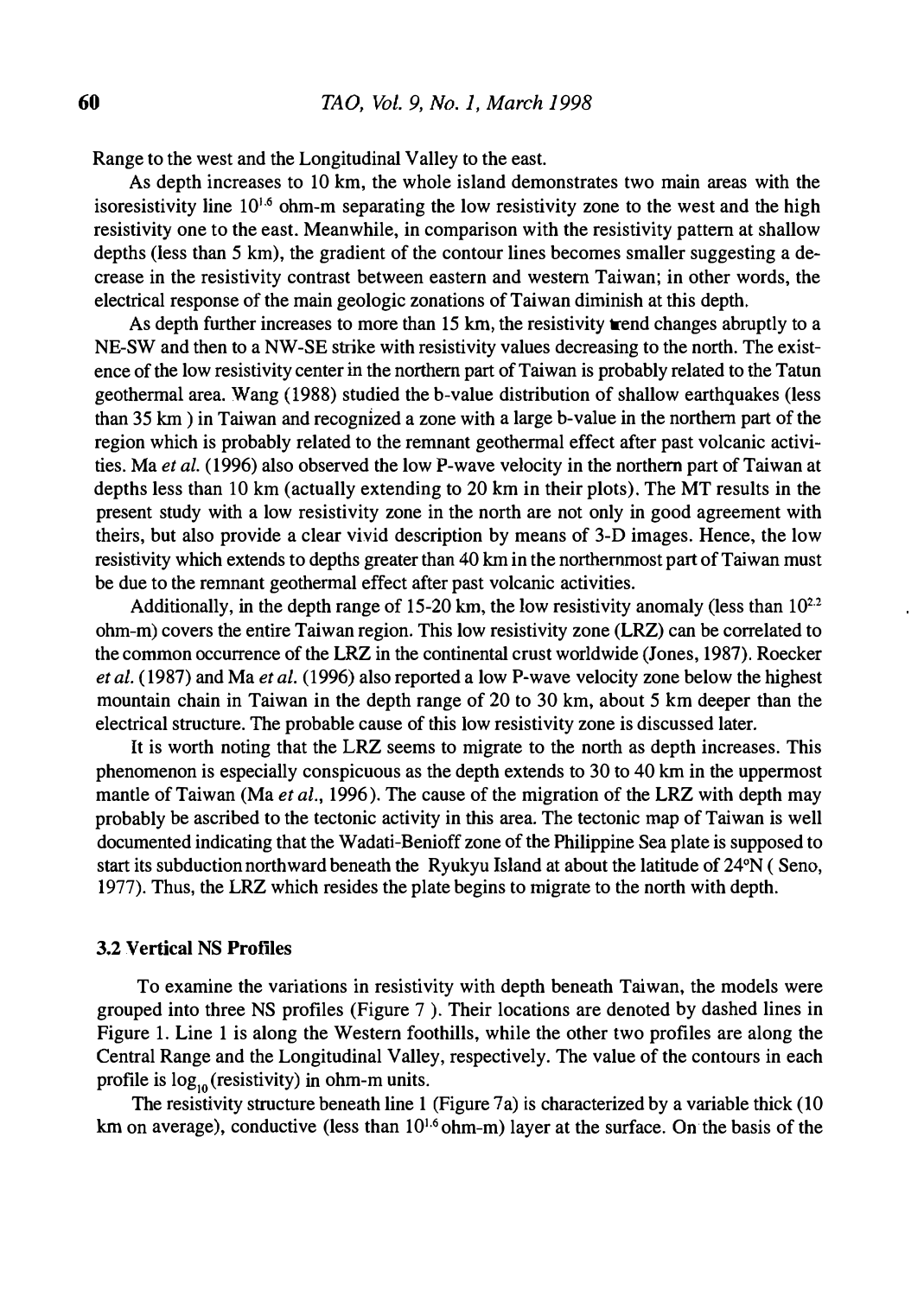Range to the west and the Longitudinal Valley to the east.

As depth increases to 10 km, the whole island demonstrates two main areas with the isoresistivity line $10^{1.6}$ ohm-m separating the low resistivity zone to the west and the high resistivity one to the east. Meanwhile, in comparison with the resistivity pattern at shallow depths (less than 5 km), the gradient of the contour lines becomes smaller suggesting a decrease in the resistivity contrast between eastern and western Taiwan; in other words, the electrical response of the main geologic zonations of Taiwan diminish at this depth.

As depth further increases to more than 15 km, the resistivity trend changes abruptly to a NE-SW and then to a NW-SE strike with resistivity values decreasing to the north. The existence of the low resistivity center in the northern part of Taiwan is probably related to the Tatun geothermal area. Wang (1988) studied the b-value distribution of shallow earthquakes (less than 35 km ) in Taiwan and recognized a zone with a large b-value in the northern part of the region which is probably related to the remnant geothermal effect after past volcanic activities. Ma *et al.* (1996) also observed the low P-wave velocity in the northern part of Taiwan at depths less than 10 km (actually extending to 20 km in their plots). The MT results in the present study with a low resistivity zone in the north are not only in good agreement with theirs, but also provide a clear vivid description by means of 3-D images. Hence, the low resistivity which extends to depths greater than 40 km in the northernmost part of Taiwan must be due to the remnant geothermal effect after past volcanic activities.

Additionally, in the depth range of 15-20 km, the low resistivity anomaly (less than $10^{2.2}$ ohm-m) covers the entire Taiwan region. This low resistivity zone (LRZ) can be correlated to the common occurrence of the LRZ in the continental crust worldwide (Jones, 1987). Roecker *et al.* (1987) and Ma *et al.* (1996) also reported a low P-wave velocity zone below the highest mountain chain in Taiwan in the depth range of 20 to 30 km, about 5 km deeper than the electrical structure. The probable cause of this low resistivity zone is discussed later.

It is worth noting that the LRZ seems to migrate to the north as depth increases. This phenomenon is especially conspicuous as the depth extends to 30 to 40 km in the uppermost mantle of Taiwan (Ma *et al.*, 1996). The cause of the migration of the LRZ with depth may probably be ascribed to the tectonic activity in this area. The tectonic map of Taiwan is well documented indicating that the Wadati-Benioff zone of the Philippine Sea plate is supposed to start its subduction northward beneath the Ryukyu Island at about the latitude of 24°N ( Seno, 1977). Thus, the LRZ which resides the plate begins to migrate to the north with depth.

### 3.2 Vertical NS Profiles

To examine the variations in resistivity with depth beneath Taiwan, the models were grouped into three NS profiles (Figure 7 ). Their locations are denoted by dashed lines in Figure 1. Line 1 is along the Western foothills, while the other two profiles are along the Central Range and the Longitudinal Valley, respectively. The value of the contours in each profile is $\log_{10}$(resistivity) in ohm-m units.

The resistivity structure beneath line 1 (Figure 7a) is characterized by a variable thick (10 km on average), conductive (less than $10^{1.6}$ ohm-m) layer at the surface. On the basis of the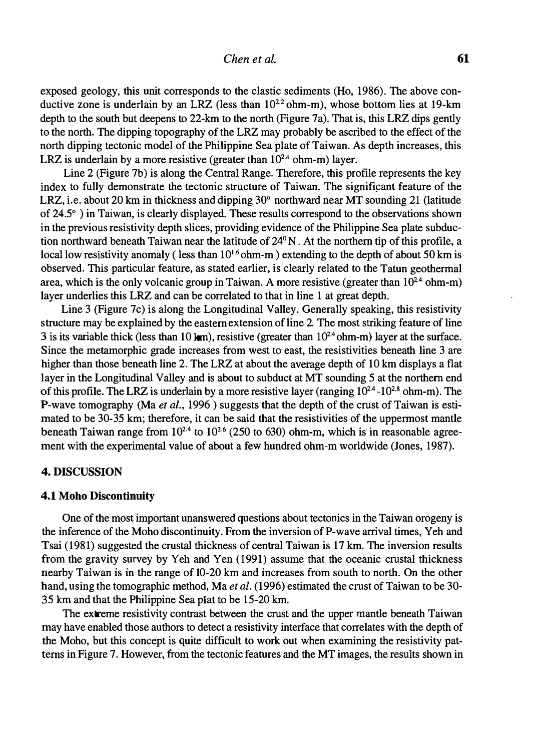exposed geology, this unit corresponds to the clastic sediments (Ho, 1986). The above conductive zone is underlain by an LRZ (less than $10^{2.2}$ ohm-m), whose bottom lies at 19-km depth to the south but deepens to 22-km to the north (Figure 7a). That is, this LRZ dips gently to the north. The dipping topography of the LRZ may probably be ascribed to the effect of the north dipping tectonic model of the Philippine Sea plate of Taiwan. As depth increases, this LRZ is underlain by a more resistive (greater than $10^{2.4}$ ohm-m) layer.

Line 2 (Figure 7b) is along the Central Range. Therefore, this profile represents the key index to fully demonstrate the tectonic structure of Taiwan. The significant feature of the LRZ, i.e. about 20 km in thickness and dipping 30° northward near MT sounding 21 (latitude of 24.5° ) in Taiwan, is clearly displayed. These results correspond to the observations shown in the previous resistivity depth slices, providing evidence of the Philippine Sea plate subduction northward beneath Taiwan near the latitude of 24° N. At the northern tip of this profile, a local low resistivity anomaly ( less than $10^{1.6}$ ohm-m ) extending to the depth of about 50 km is observed. This particular feature, as stated earlier, is clearly related to the Tatun geothermal area, which is the only volcanic group in Taiwan. A more resistive (greater than $10^{2.4}$ ohm-m) layer underlies this LRZ and can be correlated to that in line 1 at great depth.

Line 3 (Figure 7c) is along the Longitudinal Valley. Generally speaking, this resistivity structure may be explained by the eastern extension of line 2. The most striking feature of line 3 is its variable thick (less than 10 km), resistive (greater than $10^{2.4}$ ohm-m) layer at the surface. Since the metamorphic grade increases from west to east, the resistivities beneath line 3 are higher than those beneath line 2. The LRZ at about the average depth of 10 km displays a flat layer in the Longitudinal Valley and is about to subduct at MT sounding 5 at the northern end of this profile. The LRZ is underlain by a more resistive layer (ranging $10^{2.4}$ -$10^{2.8}$ ohm-m). The P-wave tomography (Ma *et al.*, 1996 ) suggests that the depth of the crust of Taiwan is estimated to be 30-35 km; therefore, it can be said that the resistivities of the uppermost mantle beneath Taiwan range from $10^{2.4}$ to $10^{2.6}$ (250 to 630) ohm-m, which is in reasonable agreement with the experimental value of about a few hundred ohm-m worldwide (Jones, 1987).

## 4. DISCUSSION

### 4.1 Moho Discontinuity

One of the most important unanswered questions about tectonics in the Taiwan orogeny is the inference of the Moho discontinuity. From the inversion of P-wave arrival times, Yeh and Tsai (1981) suggested the crustal thickness of central Taiwan is 17 km. The inversion results from the gravity survey by Yeh and Yen (1991) assume that the oceanic crustal thickness nearby Taiwan is in the range of 10-20 km and increases from south to north. On the other hand, using the tomographic method, Ma *et al.* (1996) estimated the crust of Taiwan to be 30-35 km and that the Philippine Sea plat to be 15-20 km.

The extreme resistivity contrast between the crust and the upper mantle beneath Taiwan may have enabled those authors to detect a resistivity interface that correlates with the depth of the Moho, but this concept is quite difficult to work out when examining the resistivity patterns in Figure 7. However, from the tectonic features and the MT images, the results shown in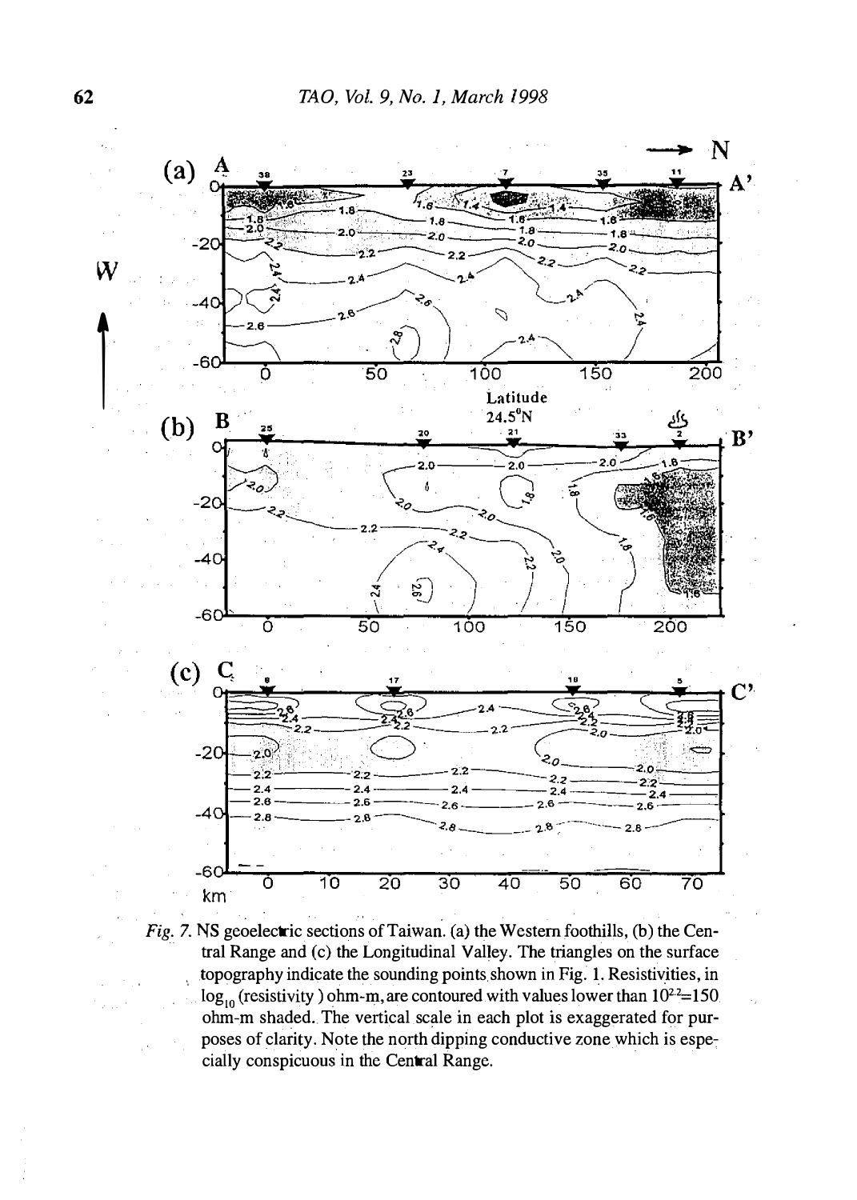*Fig. 7.* NS geoelectric sections of Taiwan. (a) the Western foothills, (b) the Central Range and (c) the Longitudinal Valley. The triangles on the surface topography indicate the sounding points shown in Fig. 1. Resistivities, in $\log_{10}$ (resistivity) ohm-m, are contoured with values lower than $10^{2.2}$=150 ohm-m shaded. The vertical scale in each plot is exaggerated for purposes of clarity. Note the north dipping conductive zone which is especially conspicuous in the Central Range.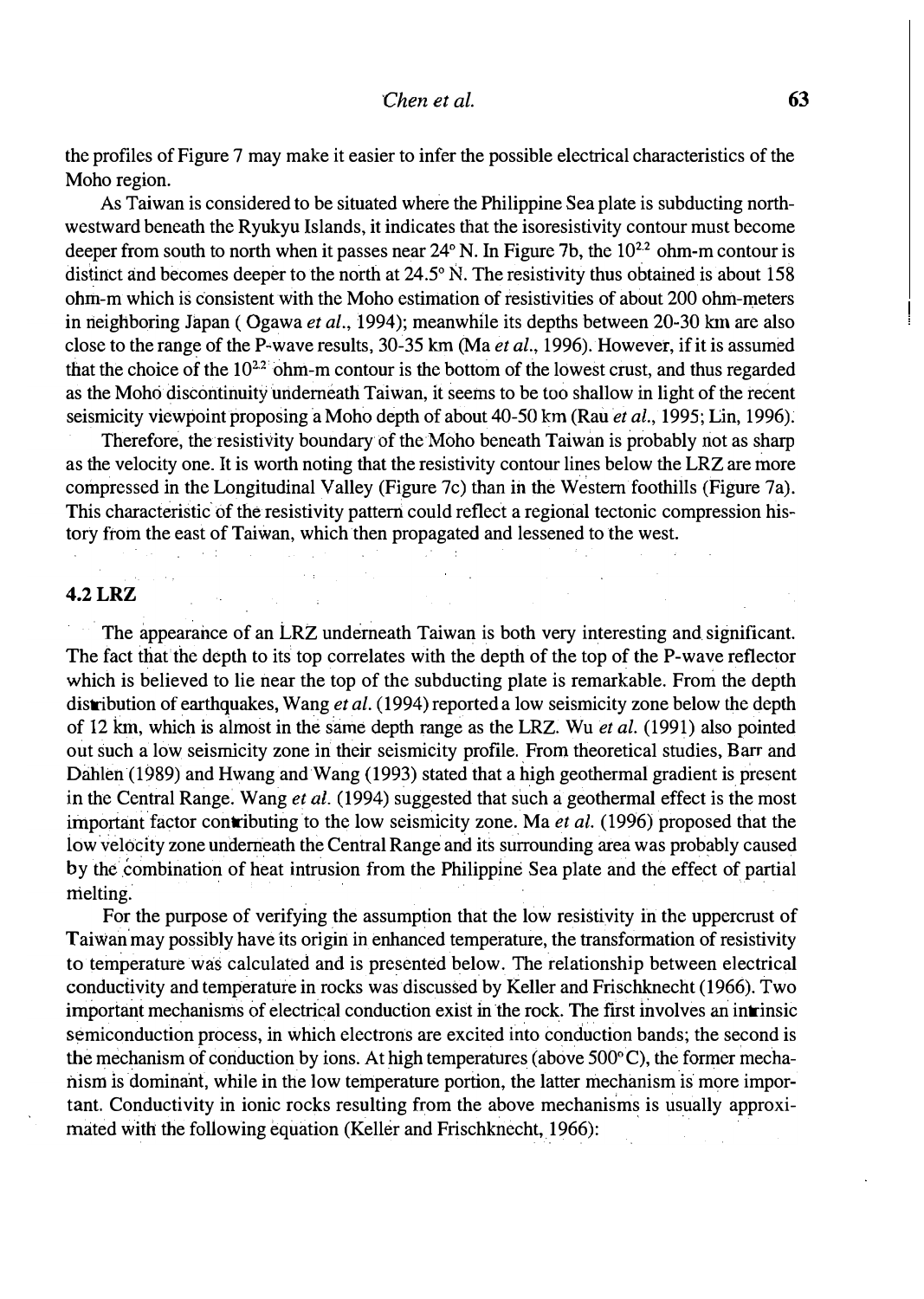the profiles of Figure 7 may make it easier to infer the possible electrical characteristics of the Moho region.

As Taiwan is considered to be situated where the Philippine Sea plate is subducting northwestward beneath the Ryukyu Islands, it indicates that the isoresistivity contour must become deeper from south to north when it passes near 24° N. In Figure 7b, the $10^{2.2}$ ohm-m contour is distinct and becomes deeper to the north at 24.5° N. The resistivity thus obtained is about 158 ohm-m which is consistent with the Moho estimation of resistivities of about 200 ohm-meters in neighboring Japan ( Ogawa *et al.*, 1994); meanwhile its depths between 20-30 km are also close to the range of the P-wave results, 30-35 km (Ma *et al.*, 1996). However, if it is assumed that the choice of the $10^{2.2}$ ohm-m contour is the bottom of the lowest crust, and thus regarded as the Moho discontinuity underneath Taiwan, it seems to be too shallow in light of the recent seismicity viewpoint proposing a Moho depth of about 40-50 km (Rau *et al.*, 1995; Lin, 1996).

Therefore, the resistivity boundary of the Moho beneath Taiwan is probably not as sharp as the velocity one. It is worth noting that the resistivity contour lines below the LRZ are more compressed in the Longitudinal Valley (Figure 7c) than in the Western foothills (Figure 7a). This characteristic of the resistivity pattern could reflect a regional tectonic compression history from the east of Taiwan, which then propagated and lessened to the west.

### 4.2 LRZ

The appearance of an LRZ underneath Taiwan is both very interesting and significant. The fact that the depth to its top correlates with the depth of the top of the P-wave reflector which is believed to lie near the top of the subducting plate is remarkable. From the depth distribution of earthquakes, Wang *et al.* (1994) reported a low seismicity zone below the depth of 12 km, which is almost in the same depth range as the LRZ. Wu *et al.* (1991) also pointed out such a low seismicity zone in their seismicity profile. From theoretical studies, Barr and Dahlen (1989) and Hwang and Wang (1993) stated that a high geothermal gradient is present in the Central Range. Wang *et al.* (1994) suggested that such a geothermal effect is the most important factor contributing to the low seismicity zone. Ma *et al.* (1996) proposed that the low velocity zone underneath the Central Range and its surrounding area was probably caused by the combination of heat intrusion from the Philippine Sea plate and the effect of partial melting.

For the purpose of verifying the assumption that the low resistivity in the uppercrust of Taiwan may possibly have its origin in enhanced temperature, the transformation of resistivity to temperature was calculated and is presented below. The relationship between electrical conductivity and temperature in rocks was discussed by Keller and Frischknecht (1966). Two important mechanisms of electrical conduction exist in the rock. The first involves an intrinsic semiconduction process, in which electrons are excited into conduction bands; the second is the mechanism of conduction by ions. At high temperatures (above 500° C), the former mechanism is dominant, while in the low temperature portion, the latter mechanism is more important. Conductivity in ionic rocks resulting from the above mechanisms is usually approximated with the following equation (Keller and Frischknecht, 1966):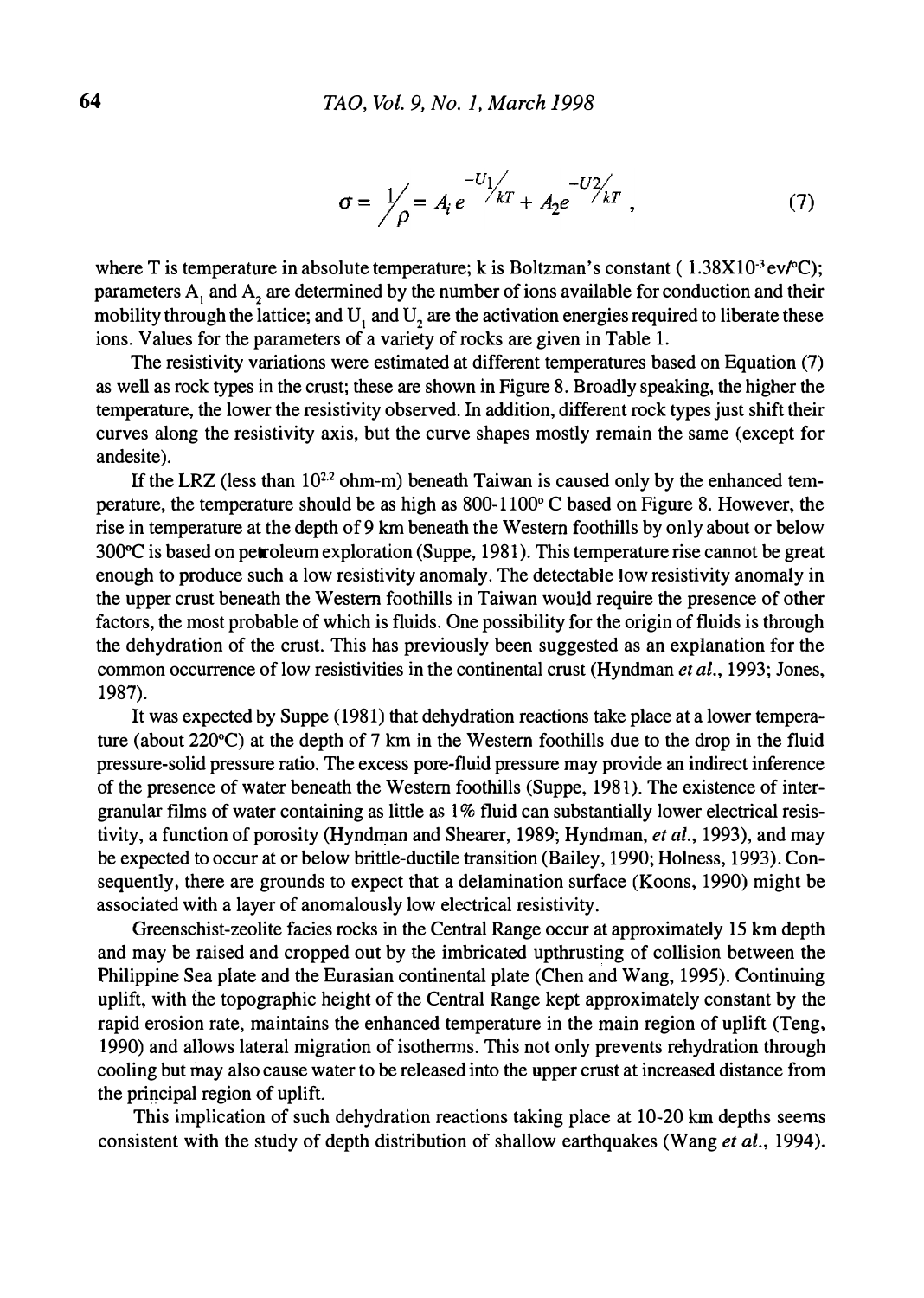$$\sigma = \frac{1}{\rho} = A_i e^{-U_1/kT} + A_2 e^{-U_2/kT} , \tag{7}$$

where T is temperature in absolute temperature; k is Boltzman's constant ( $1.38X10^{-3}$ ev/°C); parameters $A_1$ and $A_2$ are determined by the number of ions available for conduction and their mobility through the lattice; and $U_1$ and $U_2$ are the activation energies required to liberate these ions. Values for the parameters of a variety of rocks are given in Table 1.

The resistivity variations were estimated at different temperatures based on Equation (7) as well as rock types in the crust; these are shown in Figure 8. Broadly speaking, the higher the temperature, the lower the resistivity observed. In addition, different rock types just shift their curves along the resistivity axis, but the curve shapes mostly remain the same (except for andesite).

If the LRZ (less than $10^{2.2}$ ohm-m) beneath Taiwan is caused only by the enhanced temperature, the temperature should be as high as 800-1100° C based on Figure 8. However, the rise in temperature at the depth of 9 km beneath the Western foothills by only about or below 300°C is based on petroleum exploration (Suppe, 1981). This temperature rise cannot be great enough to produce such a low resistivity anomaly. The detectable low resistivity anomaly in the upper crust beneath the Western foothills in Taiwan would require the presence of other factors, the most probable of which is fluids. One possibility for the origin of fluids is through the dehydration of the crust. This has previously been suggested as an explanation for the common occurrence of low resistivities in the continental crust (Hyndman *et al.*, 1993; Jones, 1987).

It was expected by Suppe (1981) that dehydration reactions take place at a lower temperature (about 220°C) at the depth of 7 km in the Western foothills due to the drop in the fluid pressure-solid pressure ratio. The excess pore-fluid pressure may provide an indirect inference of the presence of water beneath the Western foothills (Suppe, 1981). The existence of intergranular films of water containing as little as 1% fluid can substantially lower electrical resistivity, a function of porosity (Hyndman and Shearer, 1989; Hyndman, *et al.*, 1993), and may be expected to occur at or below brittle-ductile transition (Bailey, 1990; Holness, 1993). Consequently, there are grounds to expect that a delamination surface (Koons, 1990) might be associated with a layer of anomalously low electrical resistivity.

Greenschist-zeolite facies rocks in the Central Range occur at approximately 15 km depth and may be raised and cropped out by the imbricated upthrusting of collision between the Philippine Sea plate and the Eurasian continental plate (Chen and Wang, 1995). Continuing uplift, with the topographic height of the Central Range kept approximately constant by the rapid erosion rate, maintains the enhanced temperature in the main region of uplift (Teng, 1990) and allows lateral migration of isotherms. This not only prevents rehydration through cooling but may also cause water to be released into the upper crust at increased distance from the principal region of uplift.

This implication of such dehydration reactions taking place at 10-20 km depths seems consistent with the study of depth distribution of shallow earthquakes (Wang *et al.*, 1994).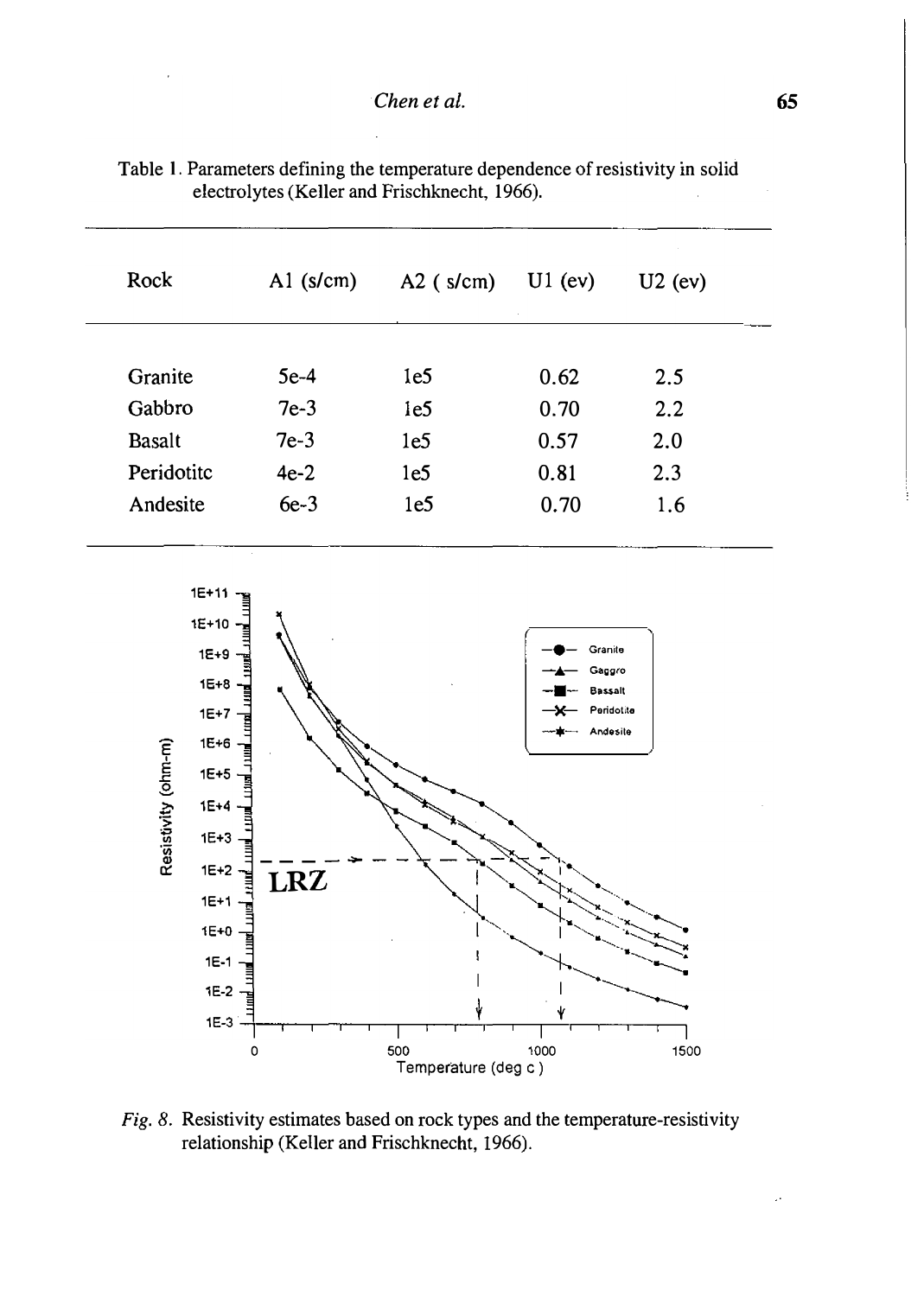Table 1. Parameters defining the temperature dependence of resistivity in solid electrolytes (Keller and Frischknecht, 1966).

| Rock | A1 (s/cm) | A2 ( s/cm) | U1 (ev) | U2 (ev) |
|---|---|---|---|---|
| Granite | 5e-4 | 1e5 | 0.62 | 2.5 |
| Gabbro | 7e-3 | 1e5 | 0.70 | 2.2 |
| Basalt | 7e-3 | 1e5 | 0.57 | 2.0 |
| Peridotitc | 4e-2 | 1e5 | 0.81 | 2.3 |
| Andesite | 6e-3 | 1e5 | 0.70 | 1.6 |

*Fig. 8.* Resistivity estimates based on rock types and the temperature-resistivity relationship (Keller and Frischknecht, 1966).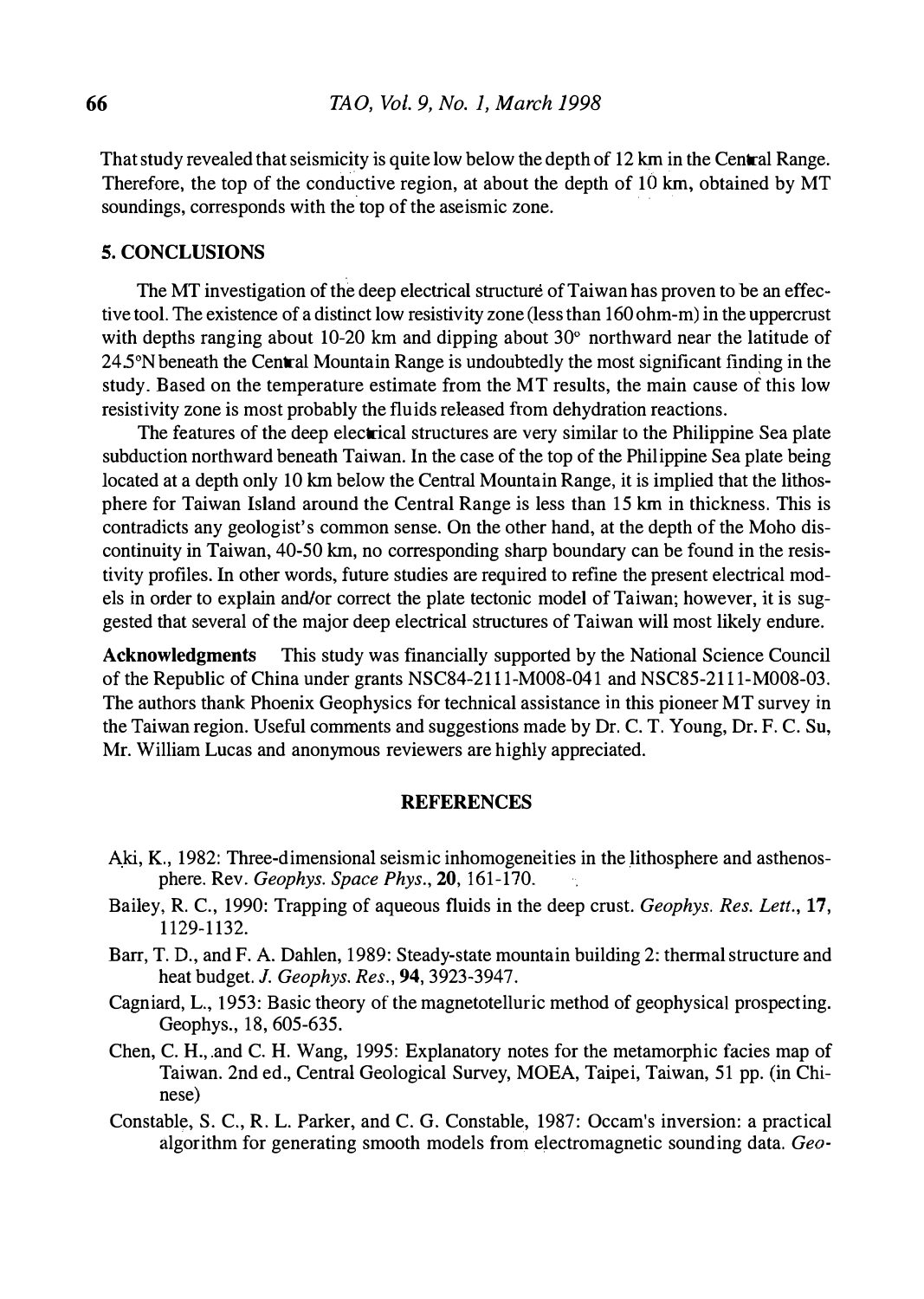That study revealed that seismicity is quite low below the depth of 12 km in the Central Range. Therefore, the top of the conductive region, at about the depth of 10 km, obtained by MT soundings, corresponds with the top of the aseismic zone.

## 5. CONCLUSIONS

The MT investigation of the deep electrical structure of Taiwan has proven to be an effective tool. The existence of a distinct low resistivity zone (less than 160 ohm-m) in the uppercrust with depths ranging about 10-20 km and dipping about 30° northward near the latitude of 24.5°N beneath the Central Mountain Range is undoubtedly the most significant finding in the study. Based on the temperature estimate from the MT results, the main cause of this low resistivity zone is most probably the fluids released from dehydration reactions.

The features of the deep electrical structures are very similar to the Philippine Sea plate subduction northward beneath Taiwan. In the case of the top of the Philippine Sea plate being located at a depth only 10 km below the Central Mountain Range, it is implied that the lithosphere for Taiwan Island around the Central Range is less than 15 km in thickness. This is contradicts any geologist's common sense. On the other hand, at the depth of the Moho discontinuity in Taiwan, 40-50 km, no corresponding sharp boundary can be found in the resistivity profiles. In other words, future studies are required to refine the present electrical models in order to explain and/or correct the plate tectonic model of Taiwan; however, it is suggested that several of the major deep electrical structures of Taiwan will most likely endure.

**Acknowledgments** This study was financially supported by the National Science Council of the Republic of China under grants NSC84-2111-M008-041 and NSC85-2111-M008-03. The authors thank Phoenix Geophysics for technical assistance in this pioneer MT survey in the Taiwan region. Useful comments and suggestions made by Dr. C. T. Young, Dr. F. C. Su, Mr. William Lucas and anonymous reviewers are highly appreciated.

## REFERENCES

Aki, K., 1982: Three-dimensional seismic inhomogeneities in the lithosphere and asthenosphere. Rev. *Geophys. Space Phys.*, **20**, 161-170.

Bailey, R. C., 1990: Trapping of aqueous fluids in the deep crust. *Geophys. Res. Lett.*, **17**, 1129-1132.

Barr, T. D., and F. A. Dahlen, 1989: Steady-state mountain building 2: thermal structure and heat budget. *J. Geophys. Res.*, **94**, 3923-3947.

Cagniard, L., 1953: Basic theory of the magnetotelluric method of geophysical prospecting. Geophys., 18, 605-635.

Chen, C. H., and C. H. Wang, 1995: Explanatory notes for the metamorphic facies map of Taiwan. 2nd ed., Central Geological Survey, MOEA, Taipei, Taiwan, 51 pp. (in Chinese)

Constable, S. C., R. L. Parker, and C. G. Constable, 1987: Occam's inversion: a practical algorithm for generating smooth models from electromagnetic sounding data. *Geo-*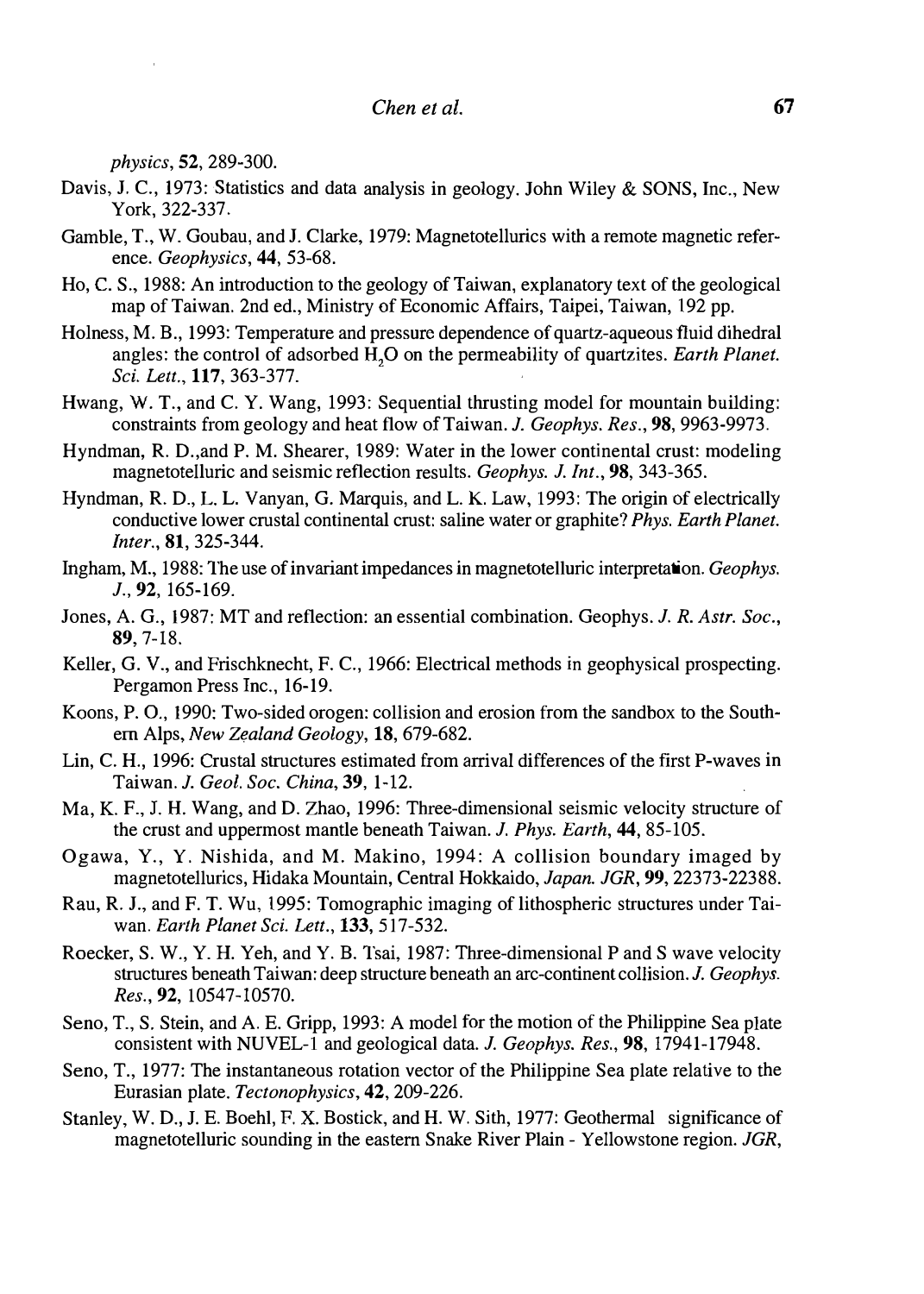*physics*, **52**, 289-300.

Davis, J. C., 1973: Statistics and data analysis in geology. John Wiley & SONS, Inc., New York, 322-337.

Gamble, T., W. Goubau, and J. Clarke, 1979: Magnetotellurics with a remote magnetic reference. *Geophysics*, **44**, 53-68.

Ho, C. S., 1988: An introduction to the geology of Taiwan, explanatory text of the geological map of Taiwan. 2nd ed., Ministry of Economic Affairs, Taipei, Taiwan, 192 pp.

Holness, M. B., 1993: Temperature and pressure dependence of quartz-aqueous fluid dihedral angles: the control of adsorbed $H_2O$ on the permeability of quartzites. *Earth Planet. Sci. Lett.*, **117**, 363-377.

Hwang, W. T., and C. Y. Wang, 1993: Sequential thrusting model for mountain building: constraints from geology and heat flow of Taiwan. *J. Geophys. Res.*, **98**, 9963-9973.

Hyndman, R. D.,and P. M. Shearer, 1989: Water in the lower continental crust: modeling magnetotelluric and seismic reflection results. *Geophys. J. Int.*, **98**, 343-365.

Hyndman, R. D., L. L. Vanyan, G. Marquis, and L. K. Law, 1993: The origin of electrically conductive lower crustal continental crust: saline water or graphite? *Phys. Earth Planet. Inter.*, **81**, 325-344.

Ingham, M., 1988: The use of invariant impedances in magnetotelluric interpretation. *Geophys. J.*, **92**, 165-169.

Jones, A. G., 1987: MT and reflection: an essential combination. Geophys. *J. R. Astr. Soc.*, **89**, 7-18.

Keller, G. V., and Frischknecht, F. C., 1966: Electrical methods in geophysical prospecting. Pergamon Press Inc., 16-19.

Koons, P. O., 1990: Two-sided orogen: collision and erosion from the sandbox to the Southern Alps, *New Zealand Geology*, **18**, 679-682.

Lin, C. H., 1996: Crustal structures estimated from arrival differences of the first P-waves in Taiwan. *J. Geol. Soc. China*, **39**, 1-12.

Ma, K. F., J. H. Wang, and D. Zhao, 1996: Three-dimensional seismic velocity structure of the crust and uppermost mantle beneath Taiwan. *J. Phys. Earth*, **44**, 85-105.

Ogawa, Y., Y. Nishida, and M. Makino, 1994: A collision boundary imaged by magnetotellurics, Hidaka Mountain, Central Hokkaido, *Japan. JGR*, **99**, 22373-22388.

Rau, R. J., and F. T. Wu, 1995: Tomographic imaging of lithospheric structures under Taiwan. *Earth Planet Sci. Lett.*, **133**, 517-532.

Roecker, S. W., Y. H. Yeh, and Y. B. Tsai, 1987: Three-dimensional P and S wave velocity structures beneath Taiwan: deep structure beneath an arc-continent collision. *J. Geophys. Res.*, **92**, 10547-10570.

Seno, T., S. Stein, and A. E. Gripp, 1993: A model for the motion of the Philippine Sea plate consistent with NUVEL-1 and geological data. *J. Geophys. Res.*, **98**, 17941-17948.

Seno, T., 1977: The instantaneous rotation vector of the Philippine Sea plate relative to the Eurasian plate. *Tectonophysics*, **42**, 209-226.

Stanley, W. D., J. E. Boehl, F. X. Bostick, and H. W. Sith, 1977: Geothermal significance of magnetotelluric sounding in the eastern Snake River Plain - Yellowstone region. *JGR*,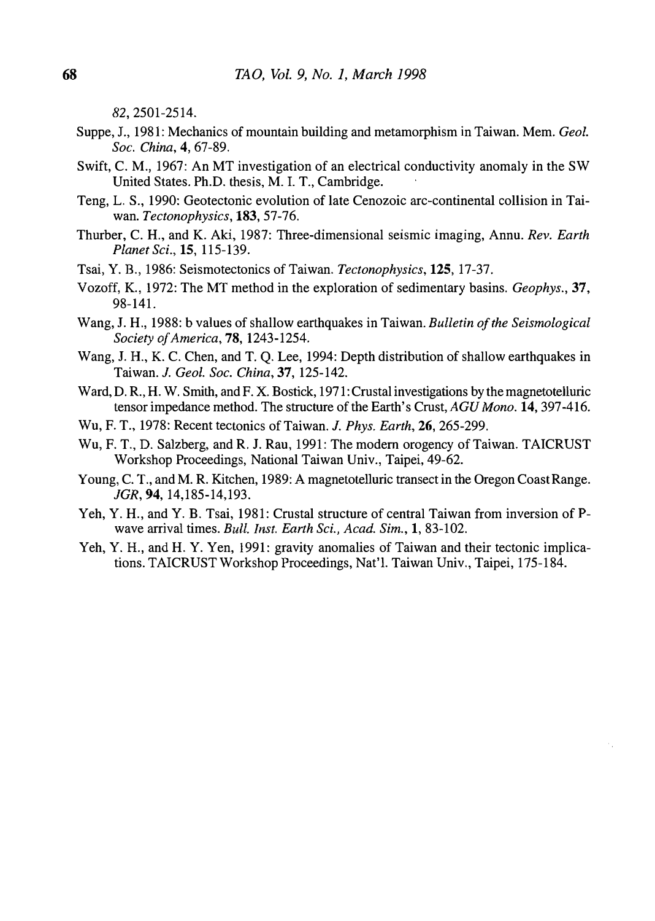82, 2501-2514.

Suppe, J., 1981: Mechanics of mountain building and metamorphism in Taiwan. Mem. *Geol. Soc. China*, **4**, 67-89.

Swift, C. M., 1967: An MT investigation of an electrical conductivity anomaly in the SW United States. Ph.D. thesis, M. I. T., Cambridge.

Teng, L. S., 1990: Geotectonic evolution of late Cenozoic arc-continental collision in Taiwan. *Tectonophysics*, **183**, 57-76.

Thurber, C. H., and K. Aki, 1987: Three-dimensional seismic imaging, Annu. *Rev. Earth Planet Sci.*, **15**, 115-139.

Tsai, Y. B., 1986: Seismotectonics of Taiwan. *Tectonophysics*, **125**, 17-37.

Vozoff, K., 1972: The MT method in the exploration of sedimentary basins. *Geophys.*, **37**, 98-141.

Wang, J. H., 1988: b values of shallow earthquakes in Taiwan. *Bulletin of the Seismological Society of America*, **78**, 1243-1254.

Wang, J. H., K. C. Chen, and T. Q. Lee, 1994: Depth distribution of shallow earthquakes in Taiwan. *J. Geol. Soc. China*, **37**, 125-142.

Ward, D. R., H. W. Smith, and F. X. Bostick, 1971: Crustal investigations by the magnetotelluric tensor impedance method. The structure of the Earth's Crust, *AGU Mono.* **14**, 397-416.

Wu, F. T., 1978: Recent tectonics of Taiwan. *J. Phys. Earth*, **26**, 265-299.

Wu, F. T., D. Salzberg, and R. J. Rau, 1991: The modern orogency of Taiwan. TAICRUST Workshop Proceedings, National Taiwan Univ., Taipei, 49-62.

Young, C. T., and M. R. Kitchen, 1989: A magnetotelluric transect in the Oregon Coast Range. *JGR*, **94**, 14,185-14,193.

Yeh, Y. H., and Y. B. Tsai, 1981: Crustal structure of central Taiwan from inversion of P-wave arrival times. *Bull. Inst. Earth Sci., Acad. Sim.*, **1**, 83-102.

Yeh, Y. H., and H. Y. Yen, 1991: gravity anomalies of Taiwan and their tectonic implications. TAICRUST Workshop Proceedings, Nat'l. Taiwan Univ., Taipei, 175-184.